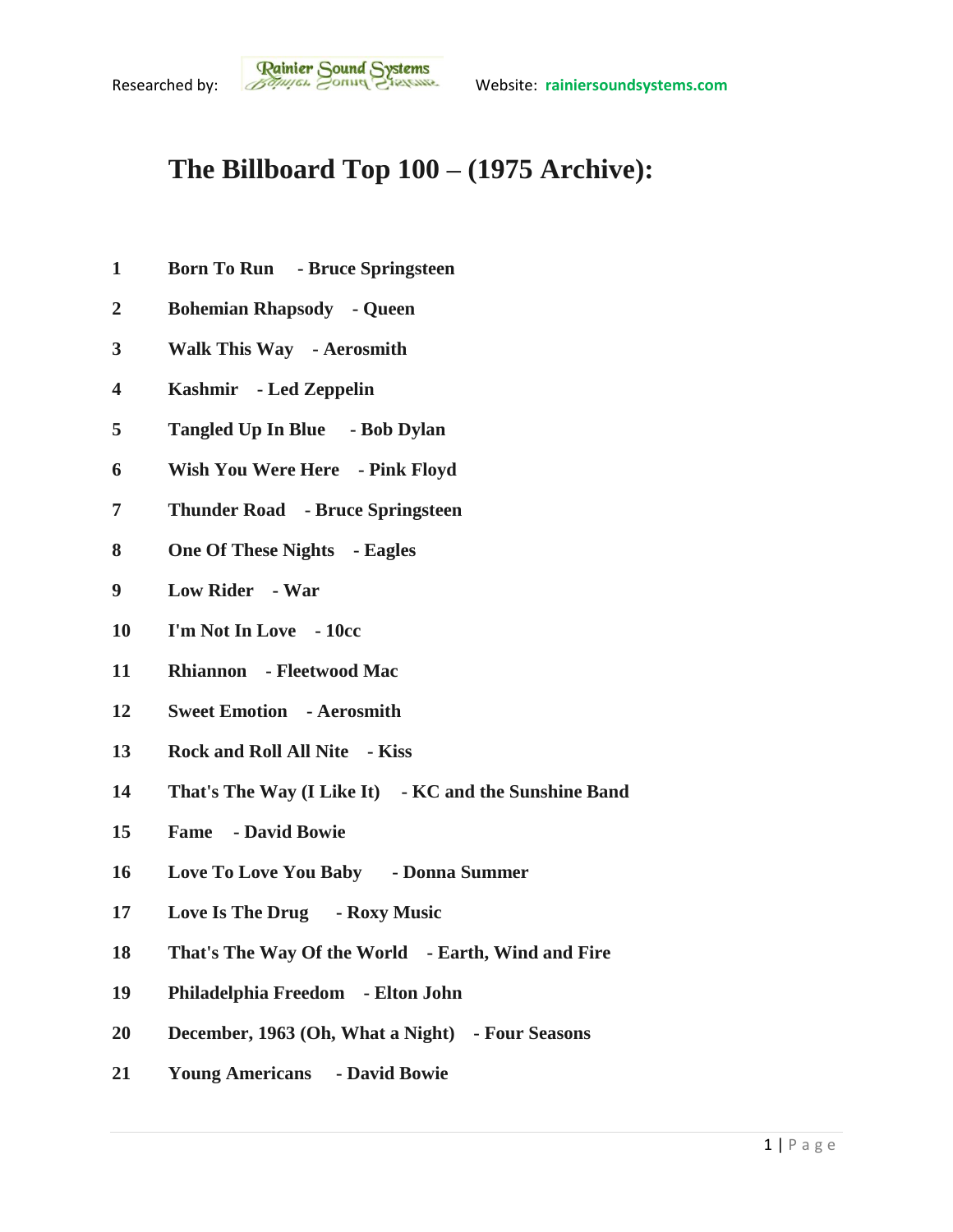Researched by: Rainier Sound Systems Website: rainiersoundsystems.com

# The Billboard Top 100 – (1975 Archive):

1 **Born To Run - Bruce Springsteen**

2 **Bohemian Rhapsody - Queen**

3 **Walk This Way - Aerosmith**

4 **Kashmir - Led Zeppelin**

5 **Tangled Up In Blue - Bob Dylan**

6 **Wish You Were Here - Pink Floyd**

7 **Thunder Road - Bruce Springsteen**

8 **One Of These Nights - Eagles**

9 **Low Rider - War**

10 **I'm Not In Love - 10cc**

11 **Rhiannon - Fleetwood Mac**

12 **Sweet Emotion - Aerosmith**

13 **Rock and Roll All Nite - Kiss**

14 **That's The Way (I Like It) - KC and the Sunshine Band**

15 **Fame - David Bowie**

16 **Love To Love You Baby - Donna Summer**

17 **Love Is The Drug - Roxy Music**

18 **That's The Way Of the World - Earth, Wind and Fire**

19 **Philadelphia Freedom - Elton John**

20 **December, 1963 (Oh, What a Night) - Four Seasons**

21 **Young Americans - David Bowie**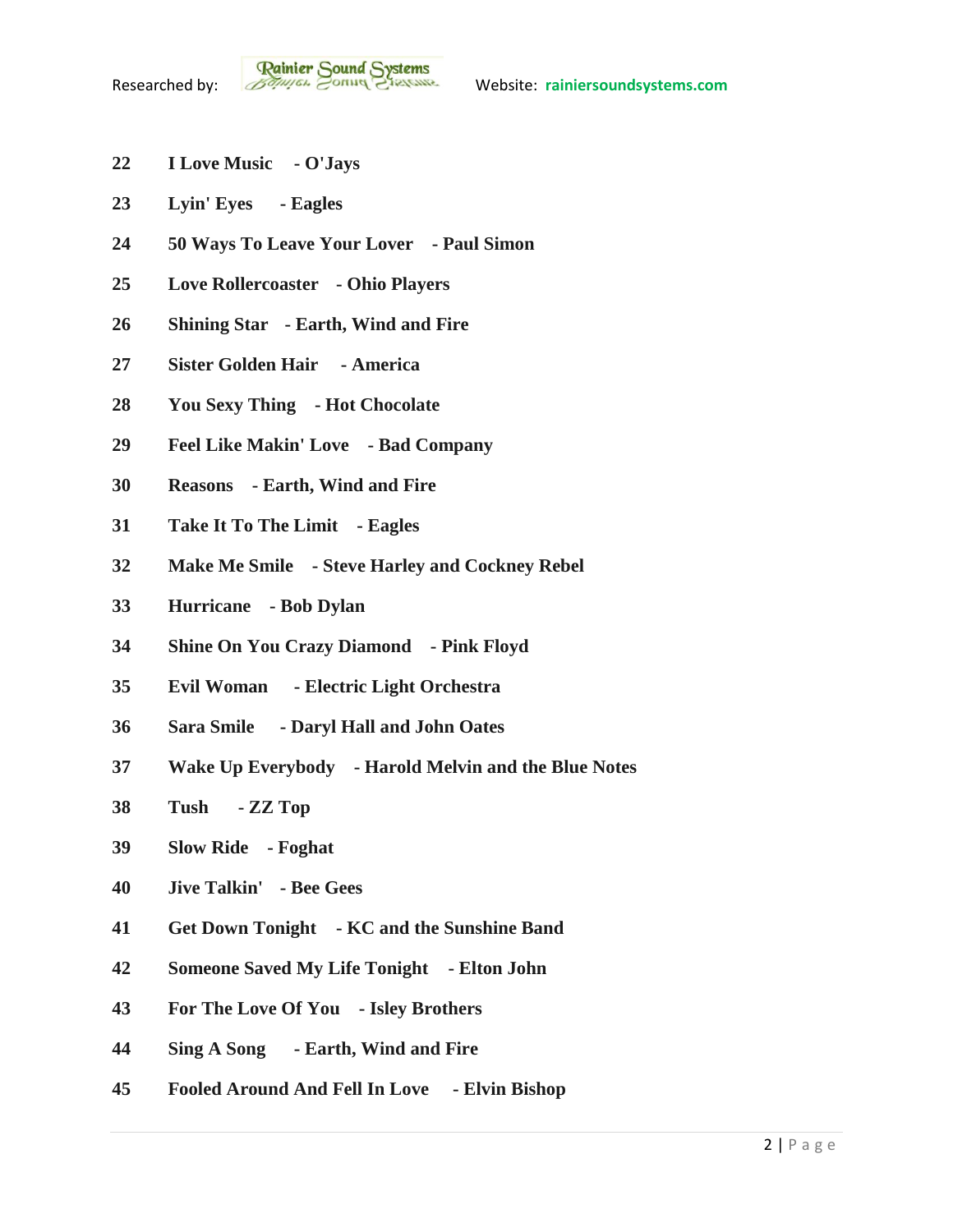22 **I Love Music - O'Jays**

23 **Lyin' Eyes - Eagles**

24 **50 Ways To Leave Your Lover - Paul Simon**

25 **Love Rollercoaster - Ohio Players**

26 **Shining Star - Earth, Wind and Fire**

27 **Sister Golden Hair - America**

28 **You Sexy Thing - Hot Chocolate**

29 **Feel Like Makin' Love - Bad Company**

30 **Reasons - Earth, Wind and Fire**

31 **Take It To The Limit - Eagles**

32 **Make Me Smile - Steve Harley and Cockney Rebel**

33 **Hurricane - Bob Dylan**

34 **Shine On You Crazy Diamond - Pink Floyd**

35 **Evil Woman - Electric Light Orchestra**

36 **Sara Smile - Daryl Hall and John Oates**

37 **Wake Up Everybody - Harold Melvin and the Blue Notes**

38 **Tush - ZZ Top**

39 **Slow Ride - Foghat**

40 **Jive Talkin' - Bee Gees**

41 **Get Down Tonight - KC and the Sunshine Band**

42 **Someone Saved My Life Tonight - Elton John**

43 **For The Love Of You - Isley Brothers**

44 **Sing A Song - Earth, Wind and Fire**

45 **Fooled Around And Fell In Love - Elvin Bishop**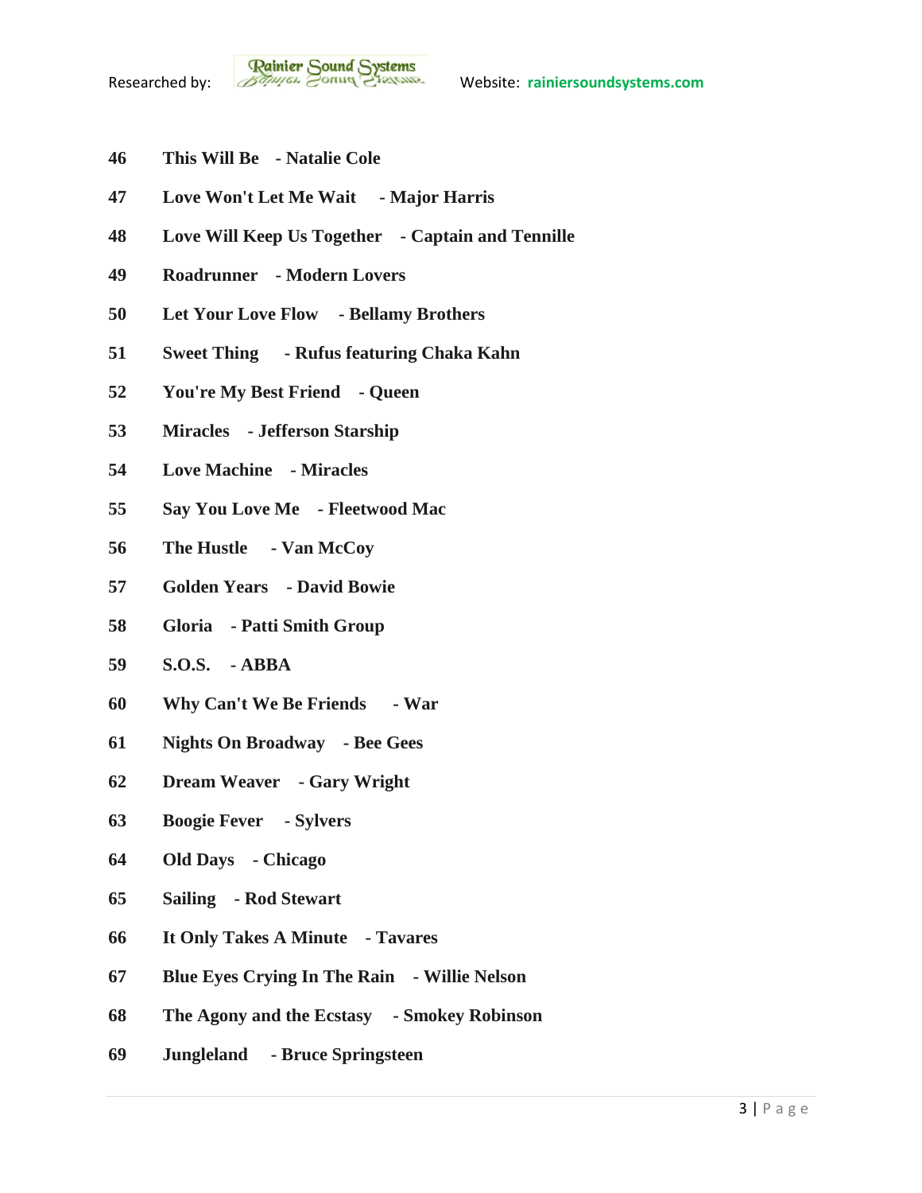46 **This Will Be - Natalie Cole**

47 **Love Won't Let Me Wait - Major Harris**

48 **Love Will Keep Us Together - Captain and Tennille**

49 **Roadrunner - Modern Lovers**

50 **Let Your Love Flow - Bellamy Brothers**

51 **Sweet Thing - Rufus featuring Chaka Kahn**

52 **You're My Best Friend - Queen**

53 **Miracles - Jefferson Starship**

54 **Love Machine - Miracles**

55 **Say You Love Me - Fleetwood Mac**

56 **The Hustle - Van McCoy**

57 **Golden Years - David Bowie**

58 **Gloria - Patti Smith Group**

59 **S.O.S. - ABBA**

60 **Why Can't We Be Friends - War**

61 **Nights On Broadway - Bee Gees**

62 **Dream Weaver - Gary Wright**

63 **Boogie Fever - Sylvers**

64 **Old Days - Chicago**

65 **Sailing - Rod Stewart**

66 **It Only Takes A Minute - Tavares**

67 **Blue Eyes Crying In The Rain - Willie Nelson**

68 **The Agony and the Ecstasy - Smokey Robinson**

69 **Jungleland - Bruce Springsteen**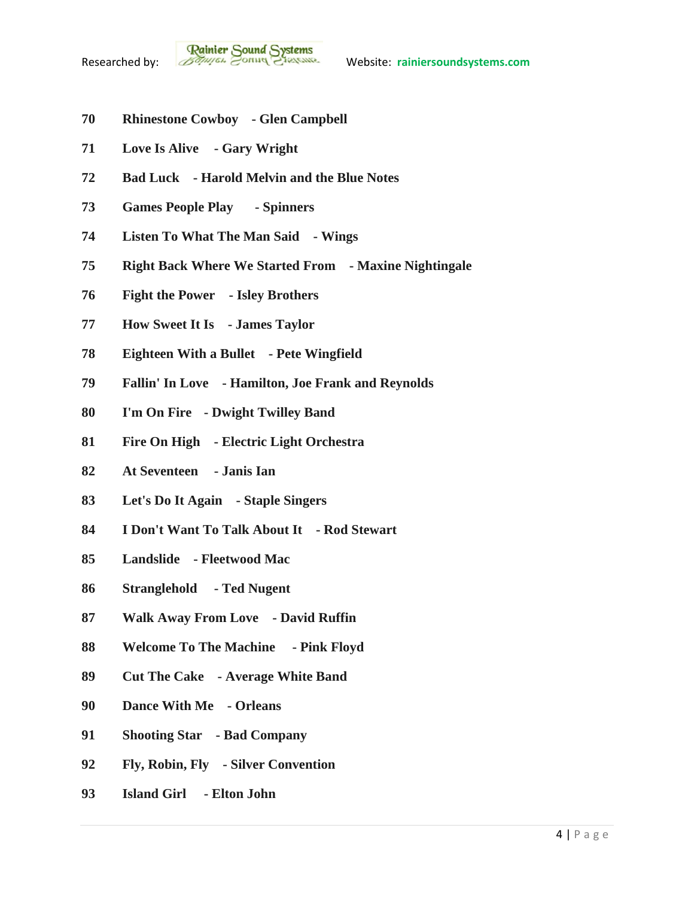70 **Rhinestone Cowboy - Glen Campbell**

71 **Love Is Alive - Gary Wright**

72 **Bad Luck - Harold Melvin and the Blue Notes**

73 **Games People Play - Spinners**

74 **Listen To What The Man Said - Wings**

75 **Right Back Where We Started From - Maxine Nightingale**

76 **Fight the Power - Isley Brothers**

77 **How Sweet It Is - James Taylor**

78 **Eighteen With a Bullet - Pete Wingfield**

79 **Fallin' In Love - Hamilton, Joe Frank and Reynolds**

80 **I'm On Fire - Dwight Twilley Band**

81 **Fire On High - Electric Light Orchestra**

82 **At Seventeen - Janis Ian**

83 **Let's Do It Again - Staple Singers**

84 **I Don't Want To Talk About It - Rod Stewart**

85 **Landslide - Fleetwood Mac**

86 **Stranglehold - Ted Nugent**

87 **Walk Away From Love - David Ruffin**

88 **Welcome To The Machine - Pink Floyd**

89 **Cut The Cake - Average White Band**

90 **Dance With Me - Orleans**

91 **Shooting Star - Bad Company**

92 **Fly, Robin, Fly - Silver Convention**

93 **Island Girl - Elton John**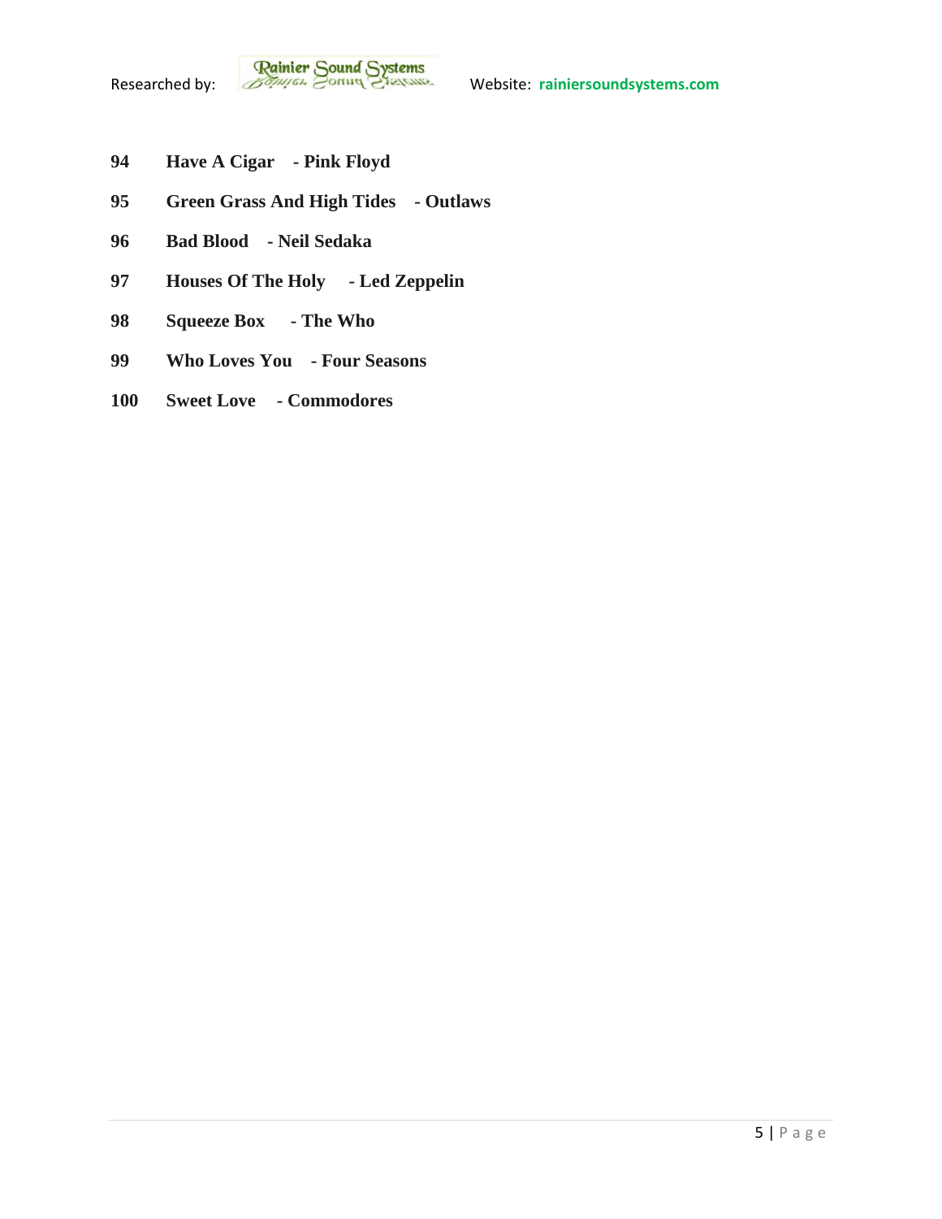**94 Have A Cigar - Pink Floyd**

**95 Green Grass And High Tides - Outlaws**

**96 Bad Blood - Neil Sedaka**

**97 Houses Of The Holy - Led Zeppelin**

**98 Squeeze Box - The Who**

**99 Who Loves You - Four Seasons**

**100 Sweet Love - Commodores**